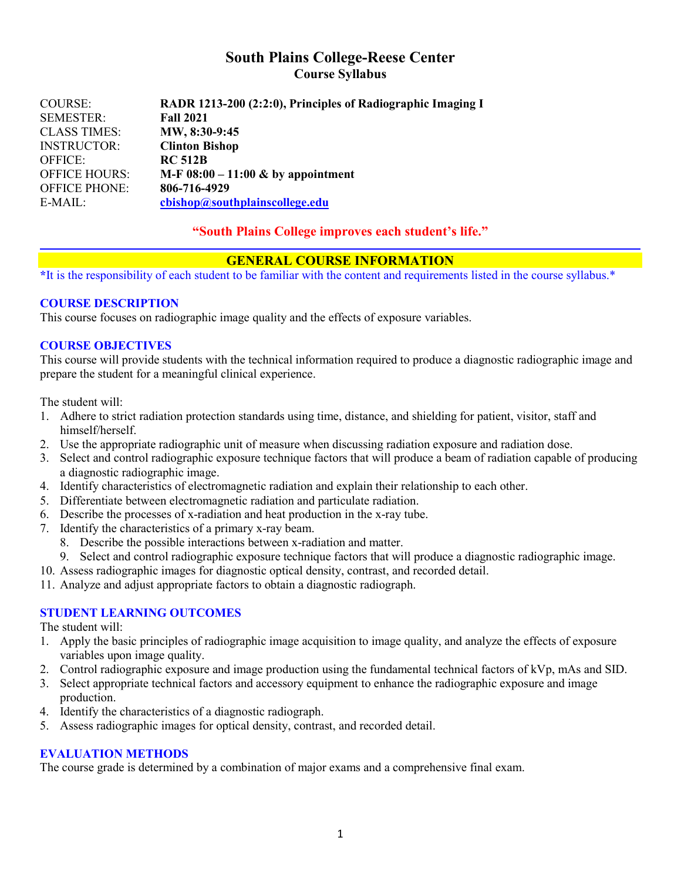# South Plains College-Reese Center

## Course Syllabus

COURSE: **RADR 1213-200 (2:2:0), Principles of Radiographic Imaging I**
SEMESTER: **Fall 2021**
CLASS TIMES: **MW, 8:30-9:45**
INSTRUCTOR: **Clinton Bishop**
OFFICE: **RC 512B**
OFFICE HOURS: **M-F 08:00 – 11:00 & by appointment**
OFFICE PHONE: **806-716-4929**
E-MAIL: **cbishop@southplainscollege.edu**

**"South Plains College improves each student's life."**

## GENERAL COURSE INFORMATION

**\***It is the responsibility of each student to be familiar with the content and requirements listed in the course syllabus.*

### COURSE DESCRIPTION

This course focuses on radiographic image quality and the effects of exposure variables.

### COURSE OBJECTIVES

This course will provide students with the technical information required to produce a diagnostic radiographic image and prepare the student for a meaningful clinical experience.

The student will:

1. Adhere to strict radiation protection standards using time, distance, and shielding for patient, visitor, staff and himself/herself.
2. Use the appropriate radiographic unit of measure when discussing radiation exposure and radiation dose.
3. Select and control radiographic exposure technique factors that will produce a beam of radiation capable of producing a diagnostic radiographic image.
4. Identify characteristics of electromagnetic radiation and explain their relationship to each other.
5. Differentiate between electromagnetic radiation and particulate radiation.
6. Describe the processes of x-radiation and heat production in the x-ray tube.
7. Identify the characteristics of a primary x-ray beam.
8. Describe the possible interactions between x-radiation and matter.
9. Select and control radiographic exposure technique factors that will produce a diagnostic radiographic image.
10. Assess radiographic images for diagnostic optical density, contrast, and recorded detail.
11. Analyze and adjust appropriate factors to obtain a diagnostic radiograph.

### STUDENT LEARNING OUTCOMES

The student will:

1. Apply the basic principles of radiographic image acquisition to image quality, and analyze the effects of exposure variables upon image quality.
2. Control radiographic exposure and image production using the fundamental technical factors of kVp, mAs and SID.
3. Select appropriate technical factors and accessory equipment to enhance the radiographic exposure and image production.
4. Identify the characteristics of a diagnostic radiograph.
5. Assess radiographic images for optical density, contrast, and recorded detail.

### EVALUATION METHODS

The course grade is determined by a combination of major exams and a comprehensive final exam.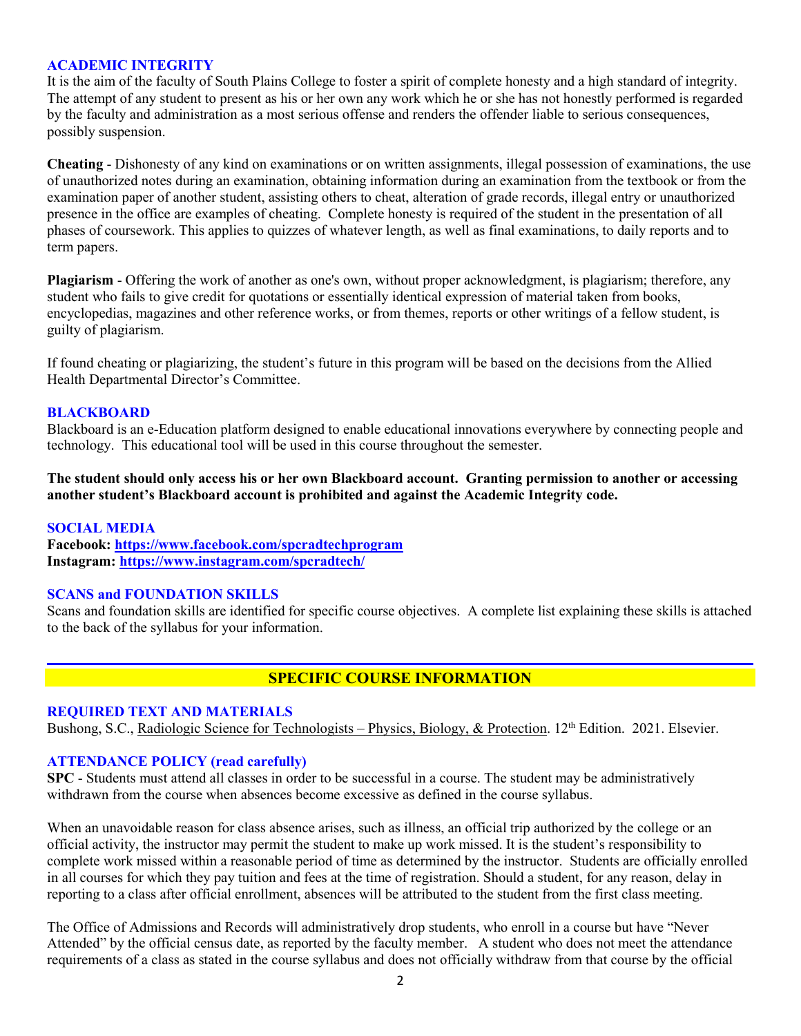## ACADEMIC INTEGRITY

It is the aim of the faculty of South Plains College to foster a spirit of complete honesty and a high standard of integrity. The attempt of any student to present as his or her own any work which he or she has not honestly performed is regarded by the faculty and administration as a most serious offense and renders the offender liable to serious consequences, possibly suspension.

**Cheating** - Dishonesty of any kind on examinations or on written assignments, illegal possession of examinations, the use of unauthorized notes during an examination, obtaining information during an examination from the textbook or from the examination paper of another student, assisting others to cheat, alteration of grade records, illegal entry or unauthorized presence in the office are examples of cheating. Complete honesty is required of the student in the presentation of all phases of coursework. This applies to quizzes of whatever length, as well as final examinations, to daily reports and to term papers.

**Plagiarism** - Offering the work of another as one's own, without proper acknowledgment, is plagiarism; therefore, any student who fails to give credit for quotations or essentially identical expression of material taken from books, encyclopedias, magazines and other reference works, or from themes, reports or other writings of a fellow student, is guilty of plagiarism.

If found cheating or plagiarizing, the student's future in this program will be based on the decisions from the Allied Health Departmental Director's Committee.

## BLACKBOARD

Blackboard is an e-Education platform designed to enable educational innovations everywhere by connecting people and technology. This educational tool will be used in this course throughout the semester.

**The student should only access his or her own Blackboard account. Granting permission to another or accessing another student's Blackboard account is prohibited and against the Academic Integrity code.**

## SOCIAL MEDIA

**Facebook:** **https://www.facebook.com/spcradtechprogram**
**Instagram:** **https://www.instagram.com/spcradtech/**

## SCANS and FOUNDATION SKILLS

Scans and foundation skills are identified for specific course objectives. A complete list explaining these skills is attached to the back of the syllabus for your information.

# SPECIFIC COURSE INFORMATION

## REQUIRED TEXT AND MATERIALS

Bushong, S.C., Radiologic Science for Technologists – Physics, Biology, & Protection. 12th Edition. 2021. Elsevier.

## ATTENDANCE POLICY (read carefully)

**SPC** - Students must attend all classes in order to be successful in a course. The student may be administratively withdrawn from the course when absences become excessive as defined in the course syllabus.

When an unavoidable reason for class absence arises, such as illness, an official trip authorized by the college or an official activity, the instructor may permit the student to make up work missed. It is the student's responsibility to complete work missed within a reasonable period of time as determined by the instructor. Students are officially enrolled in all courses for which they pay tuition and fees at the time of registration. Should a student, for any reason, delay in reporting to a class after official enrollment, absences will be attributed to the student from the first class meeting.

The Office of Admissions and Records will administratively drop students, who enroll in a course but have "Never Attended" by the official census date, as reported by the faculty member. A student who does not meet the attendance requirements of a class as stated in the course syllabus and does not officially withdraw from that course by the official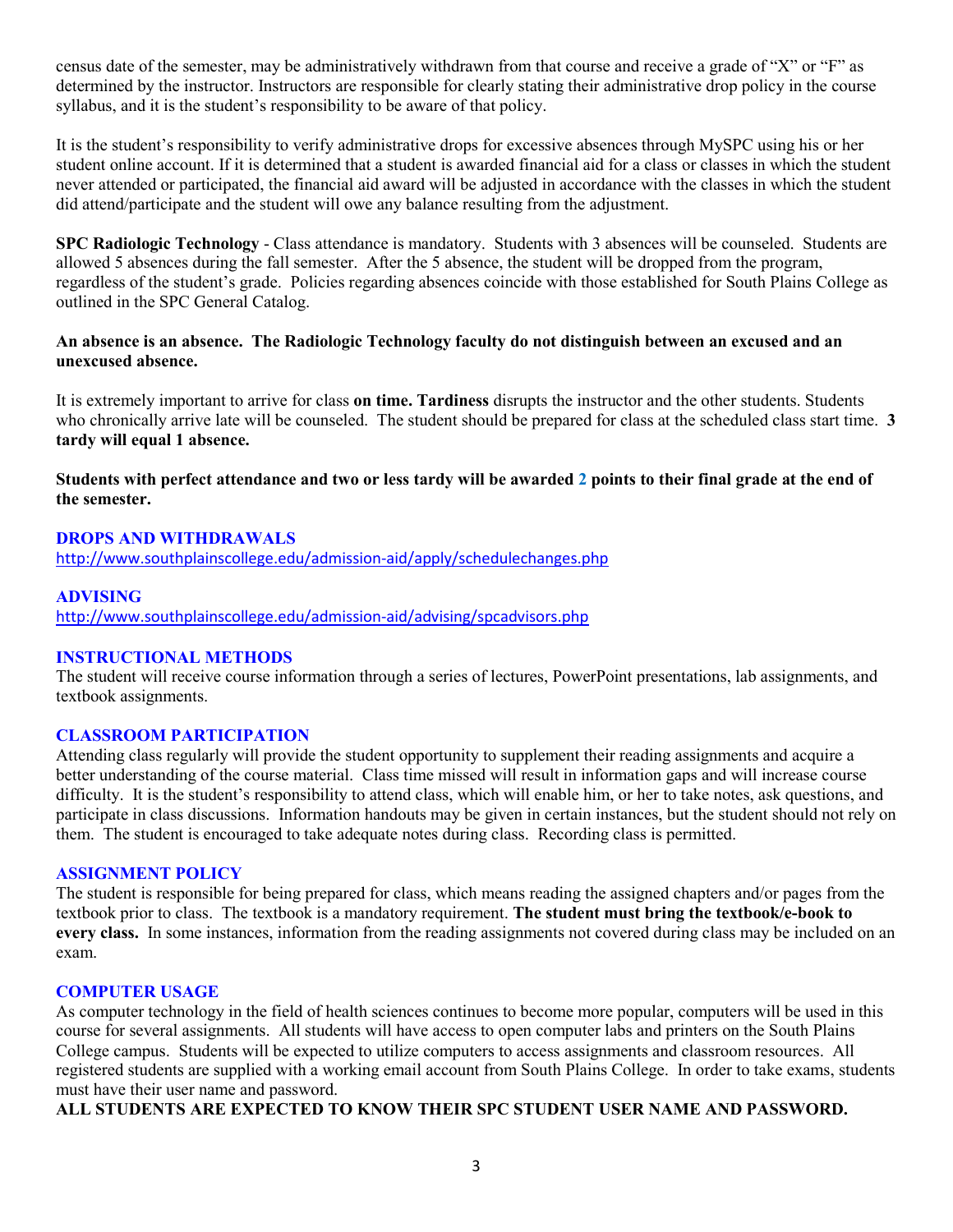census date of the semester, may be administratively withdrawn from that course and receive a grade of "X" or "F" as determined by the instructor. Instructors are responsible for clearly stating their administrative drop policy in the course syllabus, and it is the student's responsibility to be aware of that policy.

It is the student's responsibility to verify administrative drops for excessive absences through MySPC using his or her student online account. If it is determined that a student is awarded financial aid for a class or classes in which the student never attended or participated, the financial aid award will be adjusted in accordance with the classes in which the student did attend/participate and the student will owe any balance resulting from the adjustment.

**SPC Radiologic Technology** - Class attendance is mandatory. Students with 3 absences will be counseled. Students are allowed 5 absences during the fall semester. After the 5 absence, the student will be dropped from the program, regardless of the student's grade. Policies regarding absences coincide with those established for South Plains College as outlined in the SPC General Catalog.

**An absence is an absence. The Radiologic Technology faculty do not distinguish between an excused and an unexcused absence.**

It is extremely important to arrive for class **on time. Tardiness** disrupts the instructor and the other students. Students who chronically arrive late will be counseled. The student should be prepared for class at the scheduled class start time. **3 tardy will equal 1 absence.**

**Students with perfect attendance and two or less tardy will be awarded 2 points to their final grade at the end of the semester.**

## DROPS AND WITHDRAWALS

http://www.southplainscollege.edu/admission-aid/apply/schedulechanges.php

## ADVISING

http://www.southplainscollege.edu/admission-aid/advising/spcadvisors.php

## INSTRUCTIONAL METHODS

The student will receive course information through a series of lectures, PowerPoint presentations, lab assignments, and textbook assignments.

## CLASSROOM PARTICIPATION

Attending class regularly will provide the student opportunity to supplement their reading assignments and acquire a better understanding of the course material. Class time missed will result in information gaps and will increase course difficulty. It is the student's responsibility to attend class, which will enable him, or her to take notes, ask questions, and participate in class discussions. Information handouts may be given in certain instances, but the student should not rely on them. The student is encouraged to take adequate notes during class. Recording class is permitted.

## ASSIGNMENT POLICY

The student is responsible for being prepared for class, which means reading the assigned chapters and/or pages from the textbook prior to class. The textbook is a mandatory requirement. **The student must bring the textbook/e-book to every class.** In some instances, information from the reading assignments not covered during class may be included on an exam.

## COMPUTER USAGE

As computer technology in the field of health sciences continues to become more popular, computers will be used in this course for several assignments. All students will have access to open computer labs and printers on the South Plains College campus. Students will be expected to utilize computers to access assignments and classroom resources. All registered students are supplied with a working email account from South Plains College. In order to take exams, students must have their user name and password.

**ALL STUDENTS ARE EXPECTED TO KNOW THEIR SPC STUDENT USER NAME AND PASSWORD.**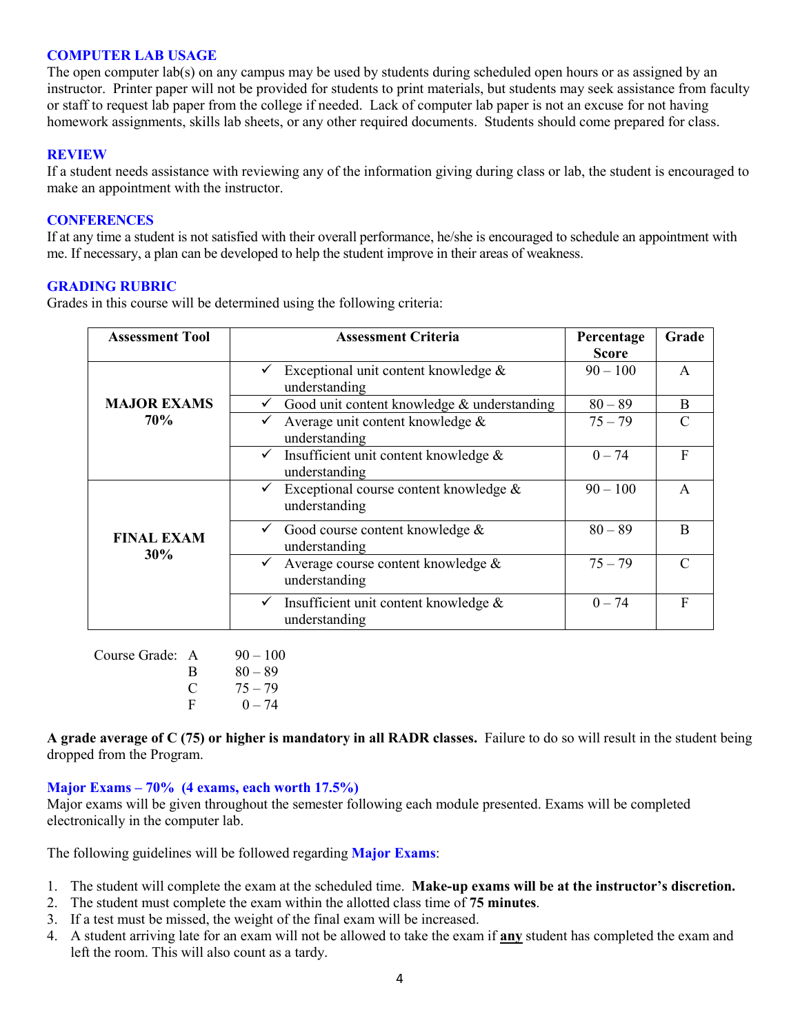### COMPUTER LAB USAGE

The open computer lab(s) on any campus may be used by students during scheduled open hours or as assigned by an instructor. Printer paper will not be provided for students to print materials, but students may seek assistance from faculty or staff to request lab paper from the college if needed. Lack of computer lab paper is not an excuse for not having homework assignments, skills lab sheets, or any other required documents. Students should come prepared for class.

### REVIEW

If a student needs assistance with reviewing any of the information giving during class or lab, the student is encouraged to make an appointment with the instructor.

### CONFERENCES

If at any time a student is not satisfied with their overall performance, he/she is encouraged to schedule an appointment with me. If necessary, a plan can be developed to help the student improve in their areas of weakness.

### GRADING RUBRIC

Grades in this course will be determined using the following criteria:

| Assessment Tool | Assessment Criteria | Percentage Score | Grade |
|---|---|---|---|
| **MAJOR EXAMS 70%** | ✓ Exceptional unit content knowledge & understanding | 90 – 100 | A |
| | ✓ Good unit content knowledge & understanding | 80 – 89 | B |
| | ✓ Average unit content knowledge & understanding | 75 – 79 | C |
| | ✓ Insufficient unit content knowledge & understanding | 0 – 74 | F |
| **FINAL EXAM 30%** | ✓ Exceptional course content knowledge & understanding | 90 – 100 | A |
| | ✓ Good course content knowledge & understanding | 80 – 89 | B |
| | ✓ Average course content knowledge & understanding | 75 – 79 | C |
| | ✓ Insufficient unit content knowledge & understanding | 0 – 74 | F |

Course Grade:

| | |
|---|---|
| A | 90 – 100 |
| B | 80 – 89 |
| C | 75 – 79 |
| F | 0 – 74 |

**A grade average of C (75) or higher is mandatory in all RADR classes.** Failure to do so will result in the student being dropped from the Program.

### Major Exams – 70% (4 exams, each worth 17.5%)

Major exams will be given throughout the semester following each module presented. Exams will be completed electronically in the computer lab.

The following guidelines will be followed regarding **Major Exams**:

1. The student will complete the exam at the scheduled time. **Make-up exams will be at the instructor's discretion.**
2. The student must complete the exam within the allotted class time of **75 minutes**.
3. If a test must be missed, the weight of the final exam will be increased.
4. A student arriving late for an exam will not be allowed to take the exam if **any** student has completed the exam and left the room. This will also count as a tardy.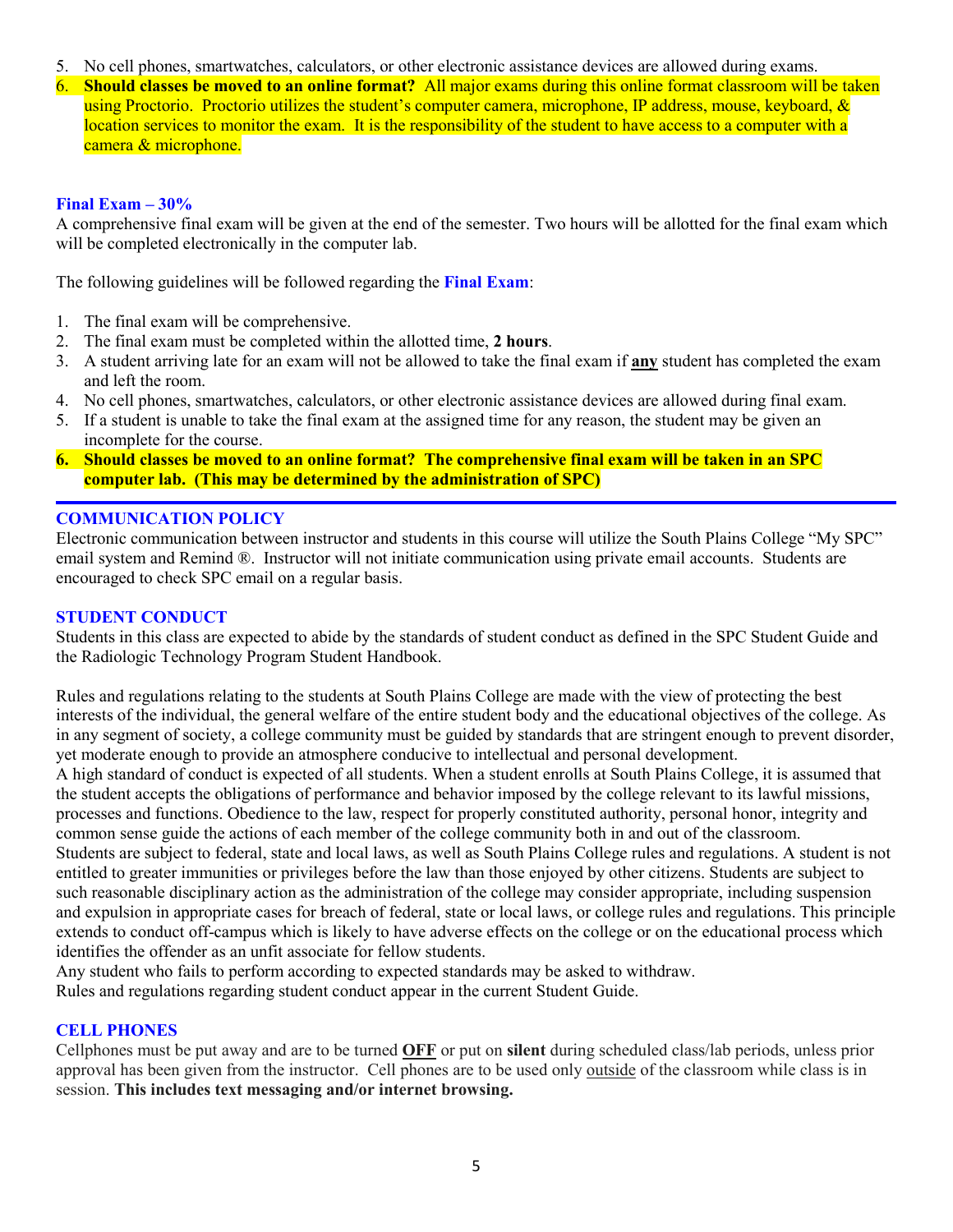5. No cell phones, smartwatches, calculators, or other electronic assistance devices are allowed during exams.
6. **Should classes be moved to an online format?** All major exams during this online format classroom will be taken using Proctorio. Proctorio utilizes the student's computer camera, microphone, IP address, mouse, keyboard, & location services to monitor the exam. It is the responsibility of the student to have access to a computer with a camera & microphone.

### Final Exam – 30%

A comprehensive final exam will be given at the end of the semester. Two hours will be allotted for the final exam which will be completed electronically in the computer lab.

The following guidelines will be followed regarding the **Final Exam**:

1. The final exam will be comprehensive.
2. The final exam must be completed within the allotted time, **2 hours**.
3. A student arriving late for an exam will not be allowed to take the final exam if **any** student has completed the exam and left the room.
4. No cell phones, smartwatches, calculators, or other electronic assistance devices are allowed during final exam.
5. If a student is unable to take the final exam at the assigned time for any reason, the student may be given an incomplete for the course.
6. **Should classes be moved to an online format? The comprehensive final exam will be taken in an SPC computer lab. (This may be determined by the administration of SPC)**

---

### COMMUNICATION POLICY

Electronic communication between instructor and students in this course will utilize the South Plains College "My SPC" email system and Remind ®. Instructor will not initiate communication using private email accounts. Students are encouraged to check SPC email on a regular basis.

### STUDENT CONDUCT

Students in this class are expected to abide by the standards of student conduct as defined in the SPC Student Guide and the Radiologic Technology Program Student Handbook.

Rules and regulations relating to the students at South Plains College are made with the view of protecting the best interests of the individual, the general welfare of the entire student body and the educational objectives of the college. As in any segment of society, a college community must be guided by standards that are stringent enough to prevent disorder, yet moderate enough to provide an atmosphere conducive to intellectual and personal development.

A high standard of conduct is expected of all students. When a student enrolls at South Plains College, it is assumed that the student accepts the obligations of performance and behavior imposed by the college relevant to its lawful missions, processes and functions. Obedience to the law, respect for properly constituted authority, personal honor, integrity and common sense guide the actions of each member of the college community both in and out of the classroom.

Students are subject to federal, state and local laws, as well as South Plains College rules and regulations. A student is not entitled to greater immunities or privileges before the law than those enjoyed by other citizens. Students are subject to such reasonable disciplinary action as the administration of the college may consider appropriate, including suspension and expulsion in appropriate cases for breach of federal, state or local laws, or college rules and regulations. This principle extends to conduct off-campus which is likely to have adverse effects on the college or on the educational process which identifies the offender as an unfit associate for fellow students.

Any student who fails to perform according to expected standards may be asked to withdraw.

Rules and regulations regarding student conduct appear in the current Student Guide.

### CELL PHONES

Cellphones must be put away and are to be turned **OFF** or put on **silent** during scheduled class/lab periods, unless prior approval has been given from the instructor. Cell phones are to be used only outside of the classroom while class is in session. **This includes text messaging and/or internet browsing.**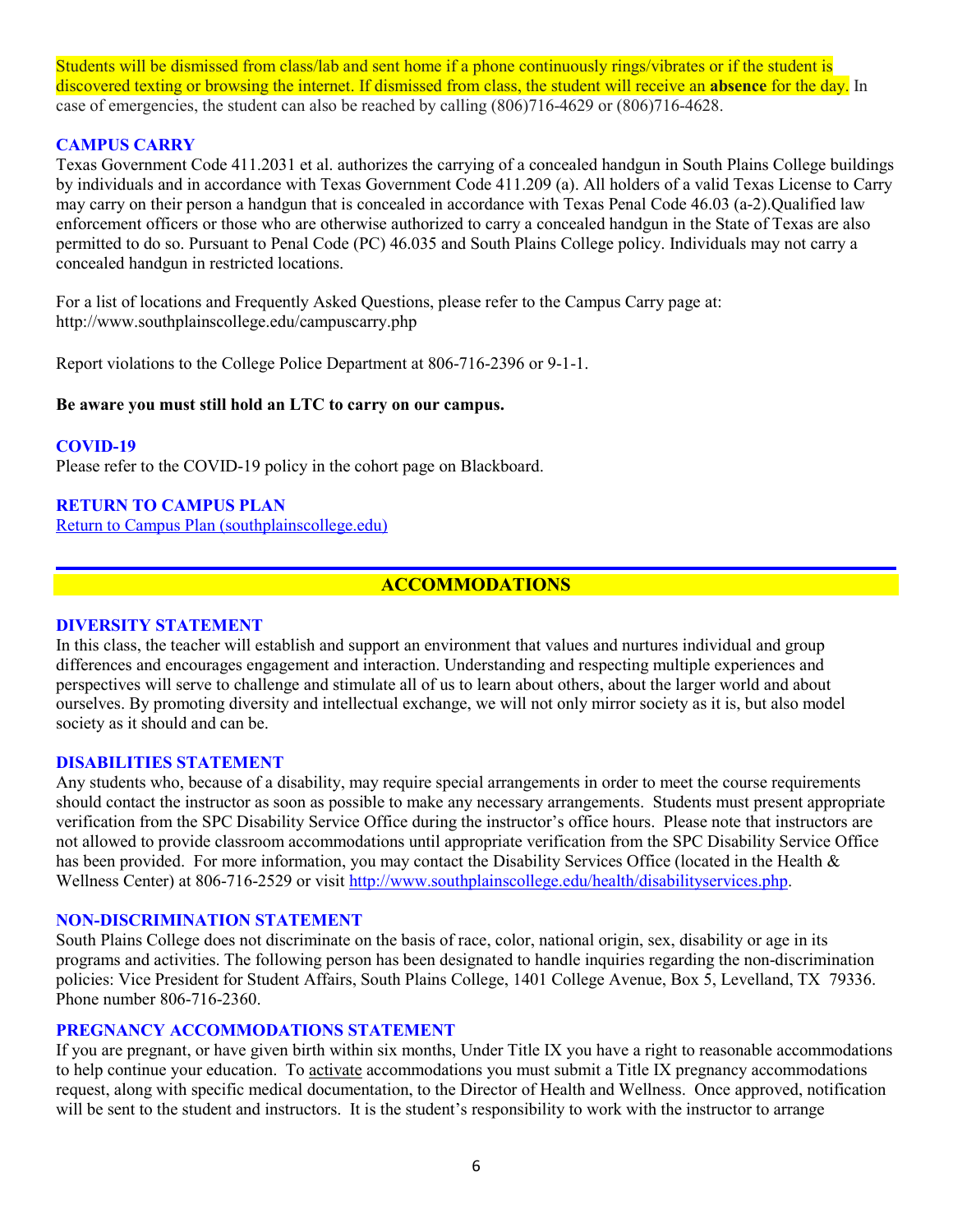Students will be dismissed from class/lab and sent home if a phone continuously rings/vibrates or if the student is discovered texting or browsing the internet. If dismissed from class, the student will receive an **absence** for the day. In case of emergencies, the student can also be reached by calling (806)716-4629 or (806)716-4628.

### CAMPUS CARRY

Texas Government Code 411.2031 et al. authorizes the carrying of a concealed handgun in South Plains College buildings by individuals and in accordance with Texas Government Code 411.209 (a). All holders of a valid Texas License to Carry may carry on their person a handgun that is concealed in accordance with Texas Penal Code 46.03 (a-2).Qualified law enforcement officers or those who are otherwise authorized to carry a concealed handgun in the State of Texas are also permitted to do so. Pursuant to Penal Code (PC) 46.035 and South Plains College policy. Individuals may not carry a concealed handgun in restricted locations.

For a list of locations and Frequently Asked Questions, please refer to the Campus Carry page at: http://www.southplainscollege.edu/campuscarry.php

Report violations to the College Police Department at 806-716-2396 or 9-1-1.

**Be aware you must still hold an LTC to carry on our campus.**

### COVID-19

Please refer to the COVID-19 policy in the cohort page on Blackboard.

### RETURN TO CAMPUS PLAN

[Return to Campus Plan (southplainscollege.edu)](Return to Campus Plan (southplainscollege.edu))

## ACCOMMODATIONS

### DIVERSITY STATEMENT

In this class, the teacher will establish and support an environment that values and nurtures individual and group differences and encourages engagement and interaction. Understanding and respecting multiple experiences and perspectives will serve to challenge and stimulate all of us to learn about others, about the larger world and about ourselves. By promoting diversity and intellectual exchange, we will not only mirror society as it is, but also model society as it should and can be.

### DISABILITIES STATEMENT

Any students who, because of a disability, may require special arrangements in order to meet the course requirements should contact the instructor as soon as possible to make any necessary arrangements. Students must present appropriate verification from the SPC Disability Service Office during the instructor's office hours. Please note that instructors are not allowed to provide classroom accommodations until appropriate verification from the SPC Disability Service Office has been provided. For more information, you may contact the Disability Services Office (located in the Health & Wellness Center) at 806-716-2529 or visit http://www.southplainscollege.edu/health/disabilityservices.php.

### NON-DISCRIMINATION STATEMENT

South Plains College does not discriminate on the basis of race, color, national origin, sex, disability or age in its programs and activities. The following person has been designated to handle inquiries regarding the non-discrimination policies: Vice President for Student Affairs, South Plains College, 1401 College Avenue, Box 5, Levelland, TX 79336. Phone number 806-716-2360.

### PREGNANCY ACCOMMODATIONS STATEMENT

If you are pregnant, or have given birth within six months, Under Title IX you have a right to reasonable accommodations to help continue your education. To activate accommodations you must submit a Title IX pregnancy accommodations request, along with specific medical documentation, to the Director of Health and Wellness. Once approved, notification will be sent to the student and instructors. It is the student's responsibility to work with the instructor to arrange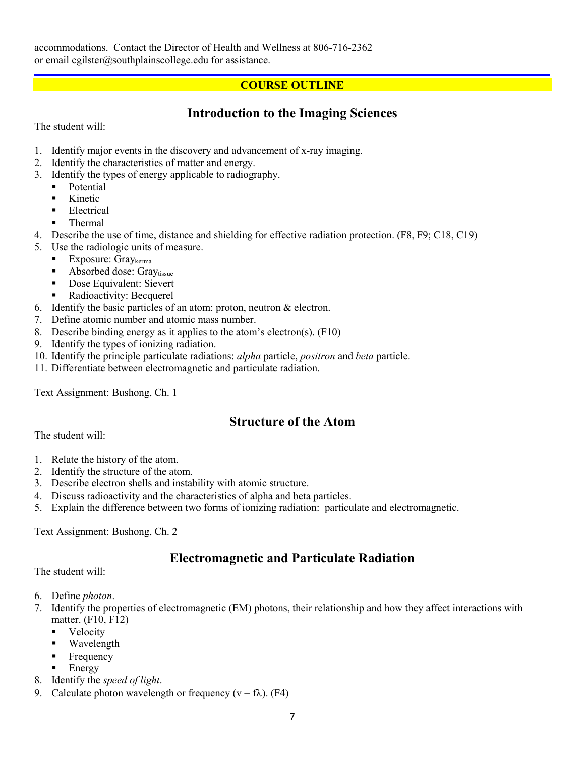accommodations. Contact the Director of Health and Wellness at 806-716-2362 or email cgilster@southplainscollege.edu for assistance.

**COURSE OUTLINE**

## Introduction to the Imaging Sciences

The student will:

1. Identify major events in the discovery and advancement of x-ray imaging.
2. Identify the characteristics of matter and energy.
3. Identify the types of energy applicable to radiography.
   - Potential
   - Kinetic
   - Electrical
   - Thermal
4. Describe the use of time, distance and shielding for effective radiation protection. (F8, F9; C18, C19)
5. Use the radiologic units of measure.
   - Exposure: $\text{Gray}_{\text{kerma}}$
   - Absorbed dose: $\text{Gray}_{\text{tissue}}$
   - Dose Equivalent: Sievert
   - Radioactivity: Becquerel
6. Identify the basic particles of an atom: proton, neutron & electron.
7. Define atomic number and atomic mass number.
8. Describe binding energy as it applies to the atom's electron(s). (F10)
9. Identify the types of ionizing radiation.
10. Identify the principle particulate radiations: *alpha* particle, *positron* and *beta* particle.
11. Differentiate between electromagnetic and particulate radiation.

Text Assignment: Bushong, Ch. 1

## Structure of the Atom

The student will:

1. Relate the history of the atom.
2. Identify the structure of the atom.
3. Describe electron shells and instability with atomic structure.
4. Discuss radioactivity and the characteristics of alpha and beta particles.
5. Explain the difference between two forms of ionizing radiation: particulate and electromagnetic.

Text Assignment: Bushong, Ch. 2

## Electromagnetic and Particulate Radiation

The student will:

6. Define *photon*.
7. Identify the properties of electromagnetic (EM) photons, their relationship and how they affect interactions with matter. (F10, F12)
   - Velocity
   - Wavelength
   - Frequency
   - Energy
8. Identify the *speed of light*.
9. Calculate photon wavelength or frequency ($v = f\lambda$). (F4)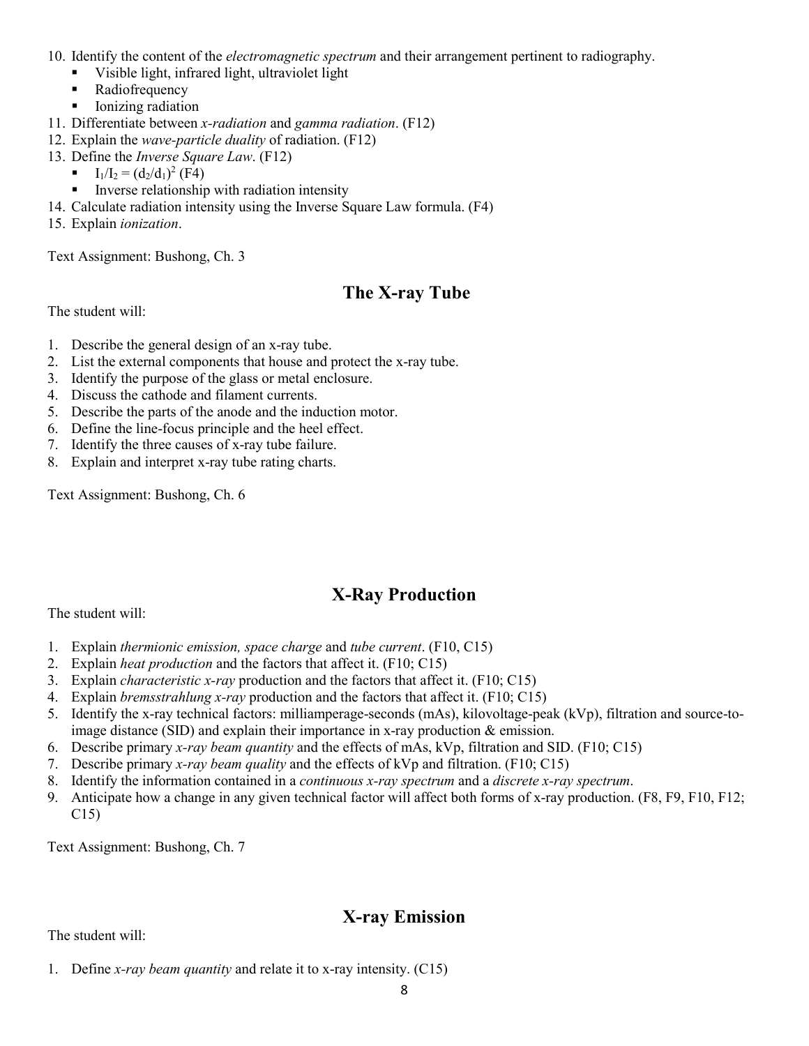10. Identify the content of the *electromagnetic spectrum* and their arrangement pertinent to radiography.
    - Visible light, infrared light, ultraviolet light
    - Radiofrequency
    - Ionizing radiation
11. Differentiate between *x-radiation* and *gamma radiation*. (F12)
12. Explain the *wave-particle duality* of radiation. (F12)
13. Define the *Inverse Square Law*. (F12)
    - $I_1/I_2 = (d_2/d_1)^2$ (F4)
    - Inverse relationship with radiation intensity
14. Calculate radiation intensity using the Inverse Square Law formula. (F4)
15. Explain *ionization*.

Text Assignment: Bushong, Ch. 3

## The X-ray Tube

The student will:

1. Describe the general design of an x-ray tube.
2. List the external components that house and protect the x-ray tube.
3. Identify the purpose of the glass or metal enclosure.
4. Discuss the cathode and filament currents.
5. Describe the parts of the anode and the induction motor.
6. Define the line-focus principle and the heel effect.
7. Identify the three causes of x-ray tube failure.
8. Explain and interpret x-ray tube rating charts.

Text Assignment: Bushong, Ch. 6

## X-Ray Production

The student will:

1. Explain *thermionic emission, space charge* and *tube current*. (F10, C15)
2. Explain *heat production* and the factors that affect it. (F10; C15)
3. Explain *characteristic x-ray* production and the factors that affect it. (F10; C15)
4. Explain *bremsstrahlung x-ray* production and the factors that affect it. (F10; C15)
5. Identify the x-ray technical factors: milliamperage-seconds (mAs), kilovoltage-peak (kVp), filtration and source-to-image distance (SID) and explain their importance in x-ray production & emission.
6. Describe primary *x-ray beam quantity* and the effects of mAs, kVp, filtration and SID. (F10; C15)
7. Describe primary *x-ray beam quality* and the effects of kVp and filtration. (F10; C15)
8. Identify the information contained in a *continuous x-ray spectrum* and a *discrete x-ray spectrum*.
9. Anticipate how a change in any given technical factor will affect both forms of x-ray production. (F8, F9, F10, F12; C15)

Text Assignment: Bushong, Ch. 7

## X-ray Emission

The student will:

1. Define *x-ray beam quantity* and relate it to x-ray intensity. (C15)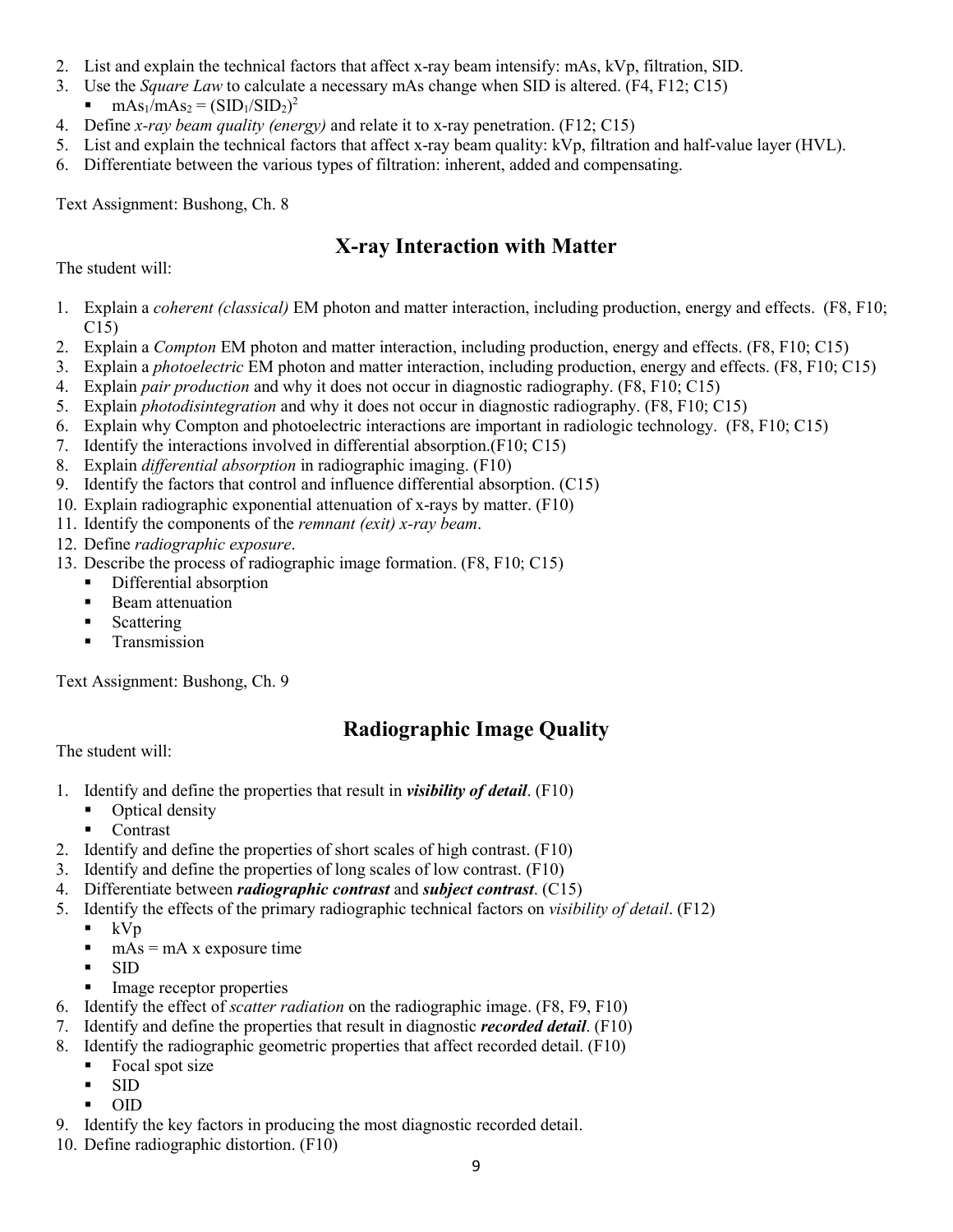2. List and explain the technical factors that affect x-ray beam intensify: mAs, kVp, filtration, SID.
3. Use the *Square Law* to calculate a necessary mAs change when SID is altered. (F4, F12; C15)
   - $mAs_1/mAs_2 = (SID_1/SID_2)^2$
4. Define *x-ray beam quality (energy)* and relate it to x-ray penetration. (F12; C15)
5. List and explain the technical factors that affect x-ray beam quality: kVp, filtration and half-value layer (HVL).
6. Differentiate between the various types of filtration: inherent, added and compensating.

Text Assignment: Bushong, Ch. 8

## X-ray Interaction with Matter

The student will:

1. Explain a *coherent (classical)* EM photon and matter interaction, including production, energy and effects. (F8, F10; C15)
2. Explain a *Compton* EM photon and matter interaction, including production, energy and effects. (F8, F10; C15)
3. Explain a *photoelectric* EM photon and matter interaction, including production, energy and effects. (F8, F10; C15)
4. Explain *pair production* and why it does not occur in diagnostic radiography. (F8, F10; C15)
5. Explain *photodisintegration* and why it does not occur in diagnostic radiography. (F8, F10; C15)
6. Explain why Compton and photoelectric interactions are important in radiologic technology. (F8, F10; C15)
7. Identify the interactions involved in differential absorption.(F10; C15)
8. Explain *differential absorption* in radiographic imaging. (F10)
9. Identify the factors that control and influence differential absorption. (C15)
10. Explain radiographic exponential attenuation of x-rays by matter. (F10)
11. Identify the components of the *remnant (exit) x-ray beam*.
12. Define *radiographic exposure*.
13. Describe the process of radiographic image formation. (F8, F10; C15)
    - Differential absorption
    - Beam attenuation
    - Scattering
    - Transmission

Text Assignment: Bushong, Ch. 9

## Radiographic Image Quality

The student will:

1. Identify and define the properties that result in ***visibility of detail***. (F10)
   - Optical density
   - Contrast
2. Identify and define the properties of short scales of high contrast. (F10)
3. Identify and define the properties of long scales of low contrast. (F10)
4. Differentiate between ***radiographic contrast*** and ***subject contrast***. (C15)
5. Identify the effects of the primary radiographic technical factors on *visibility of detail*. (F12)
   - kVp
   - mAs = mA x exposure time
   - SID
   - Image receptor properties
6. Identify the effect of *scatter radiation* on the radiographic image. (F8, F9, F10)
7. Identify and define the properties that result in diagnostic ***recorded detail***. (F10)
8. Identify the radiographic geometric properties that affect recorded detail. (F10)
   - Focal spot size
   - SID
   - OID
9. Identify the key factors in producing the most diagnostic recorded detail.
10. Define radiographic distortion. (F10)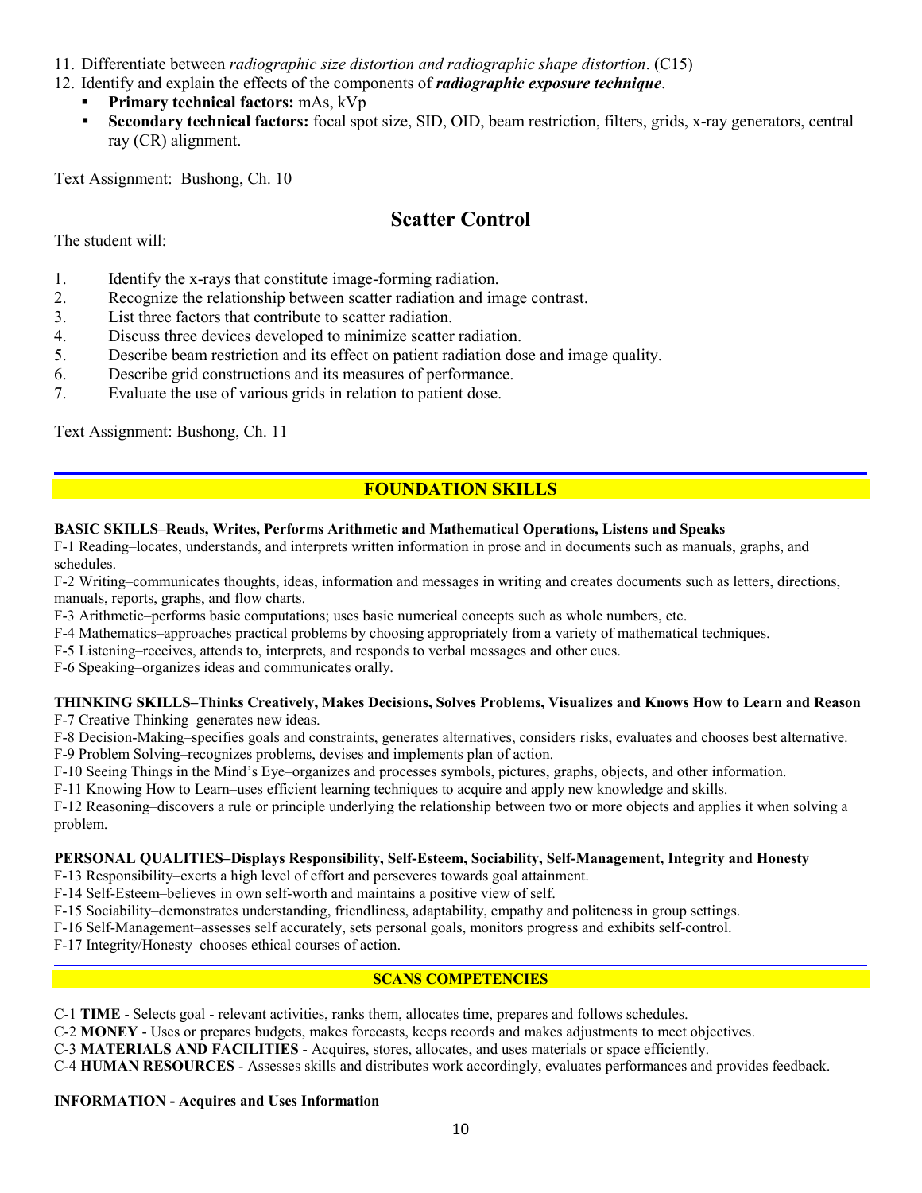11. Differentiate between *radiographic size distortion and radiographic shape distortion*. (C15)
12. Identify and explain the effects of the components of ***radiographic exposure technique***.
    - **Primary technical factors:** mAs, kVp
    - **Secondary technical factors:** focal spot size, SID, OID, beam restriction, filters, grids, x-ray generators, central ray (CR) alignment.

Text Assignment: Bushong, Ch. 10

## Scatter Control

The student will:

1. Identify the x-rays that constitute image-forming radiation.
2. Recognize the relationship between scatter radiation and image contrast.
3. List three factors that contribute to scatter radiation.
4. Discuss three devices developed to minimize scatter radiation.
5. Describe beam restriction and its effect on patient radiation dose and image quality.
6. Describe grid constructions and its measures of performance.
7. Evaluate the use of various grids in relation to patient dose.

Text Assignment: Bushong, Ch. 11

## FOUNDATION SKILLS

**BASIC SKILLS–Reads, Writes, Performs Arithmetic and Mathematical Operations, Listens and Speaks**

F-1 Reading–locates, understands, and interprets written information in prose and in documents such as manuals, graphs, and schedules.

F-2 Writing–communicates thoughts, ideas, information and messages in writing and creates documents such as letters, directions, manuals, reports, graphs, and flow charts.

F-3 Arithmetic–performs basic computations; uses basic numerical concepts such as whole numbers, etc.

F-4 Mathematics–approaches practical problems by choosing appropriately from a variety of mathematical techniques.

F-5 Listening–receives, attends to, interprets, and responds to verbal messages and other cues.

F-6 Speaking–organizes ideas and communicates orally.

**THINKING SKILLS–Thinks Creatively, Makes Decisions, Solves Problems, Visualizes and Knows How to Learn and Reason**

F-7 Creative Thinking–generates new ideas.

F-8 Decision-Making–specifies goals and constraints, generates alternatives, considers risks, evaluates and chooses best alternative.

F-9 Problem Solving–recognizes problems, devises and implements plan of action.

F-10 Seeing Things in the Mind's Eye–organizes and processes symbols, pictures, graphs, objects, and other information.

F-11 Knowing How to Learn–uses efficient learning techniques to acquire and apply new knowledge and skills.

F-12 Reasoning–discovers a rule or principle underlying the relationship between two or more objects and applies it when solving a problem.

**PERSONAL QUALITIES–Displays Responsibility, Self-Esteem, Sociability, Self-Management, Integrity and Honesty**

F-13 Responsibility–exerts a high level of effort and perseveres towards goal attainment.

F-14 Self-Esteem–believes in own self-worth and maintains a positive view of self.

F-15 Sociability–demonstrates understanding, friendliness, adaptability, empathy and politeness in group settings.

F-16 Self-Management–assesses self accurately, sets personal goals, monitors progress and exhibits self-control.

F-17 Integrity/Honesty–chooses ethical courses of action.

### SCANS COMPETENCIES

C-1 **TIME** - Selects goal - relevant activities, ranks them, allocates time, prepares and follows schedules.

C-2 **MONEY** - Uses or prepares budgets, makes forecasts, keeps records and makes adjustments to meet objectives.

C-3 **MATERIALS AND FACILITIES** - Acquires, stores, allocates, and uses materials or space efficiently.

C-4 **HUMAN RESOURCES** - Assesses skills and distributes work accordingly, evaluates performances and provides feedback.

**INFORMATION - Acquires and Uses Information**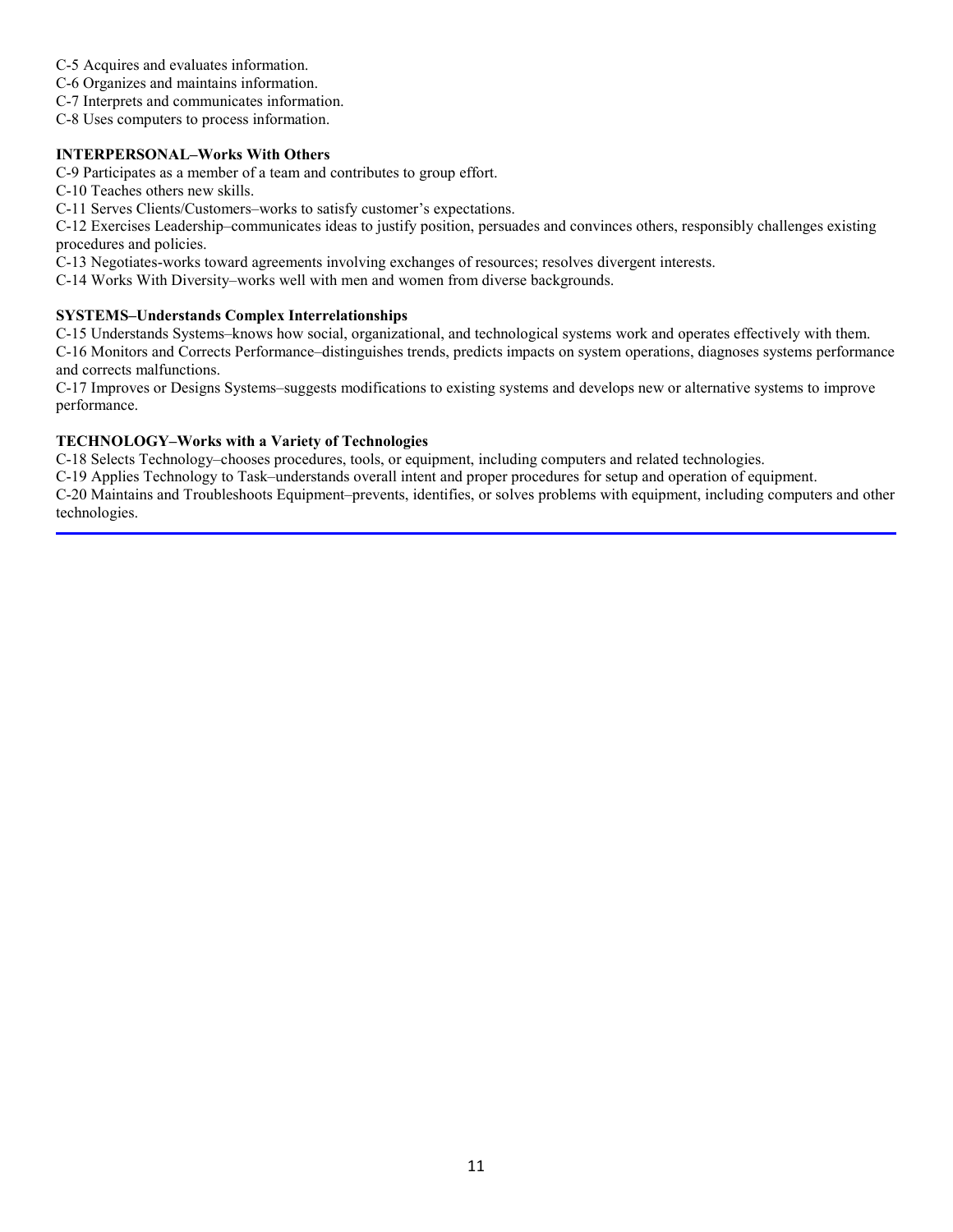C-5 Acquires and evaluates information.

C-6 Organizes and maintains information.

C-7 Interprets and communicates information.

C-8 Uses computers to process information.

**INTERPERSONAL–Works With Others**

C-9 Participates as a member of a team and contributes to group effort.

C-10 Teaches others new skills.

C-11 Serves Clients/Customers–works to satisfy customer's expectations.

C-12 Exercises Leadership–communicates ideas to justify position, persuades and convinces others, responsibly challenges existing procedures and policies.

C-13 Negotiates-works toward agreements involving exchanges of resources; resolves divergent interests.

C-14 Works With Diversity–works well with men and women from diverse backgrounds.

**SYSTEMS–Understands Complex Interrelationships**

C-15 Understands Systems–knows how social, organizational, and technological systems work and operates effectively with them.

C-16 Monitors and Corrects Performance–distinguishes trends, predicts impacts on system operations, diagnoses systems performance and corrects malfunctions.

C-17 Improves or Designs Systems–suggests modifications to existing systems and develops new or alternative systems to improve performance.

**TECHNOLOGY–Works with a Variety of Technologies**

C-18 Selects Technology–chooses procedures, tools, or equipment, including computers and related technologies.

C-19 Applies Technology to Task–understands overall intent and proper procedures for setup and operation of equipment.

C-20 Maintains and Troubleshoots Equipment–prevents, identifies, or solves problems with equipment, including computers and other technologies.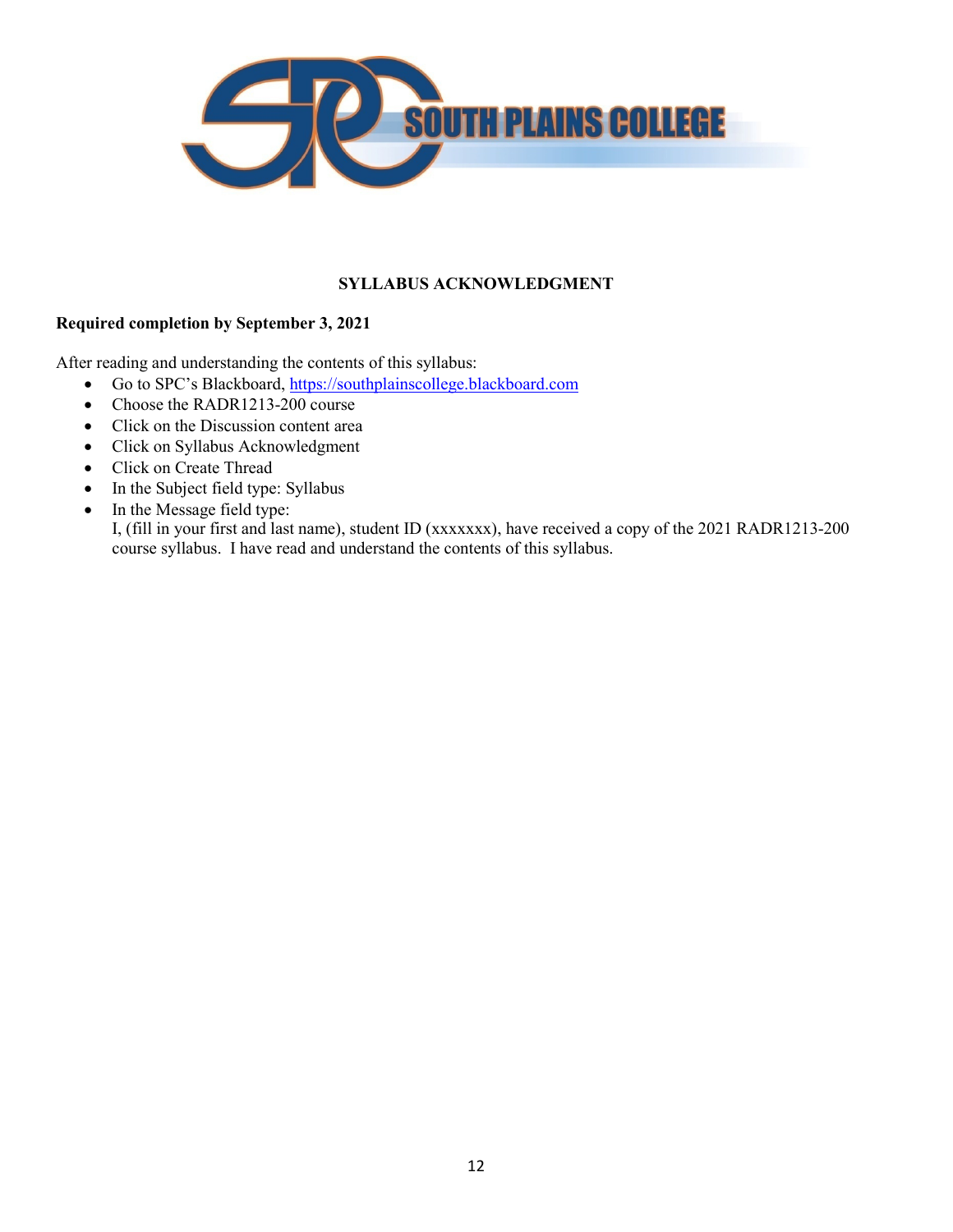SOUTH PLAINS COLLEGE

## SYLLABUS ACKNOWLEDGMENT

**Required completion by September 3, 2021**

After reading and understanding the contents of this syllabus:

- Go to SPC's Blackboard, https://southplainscollege.blackboard.com
- Choose the RADR1213-200 course
- Click on the Discussion content area
- Click on Syllabus Acknowledgment
- Click on Create Thread
- In the Subject field type: Syllabus
- In the Message field type:
  I, (fill in your first and last name), student ID (xxxxxxx), have received a copy of the 2021 RADR1213-200 course syllabus. I have read and understand the contents of this syllabus.